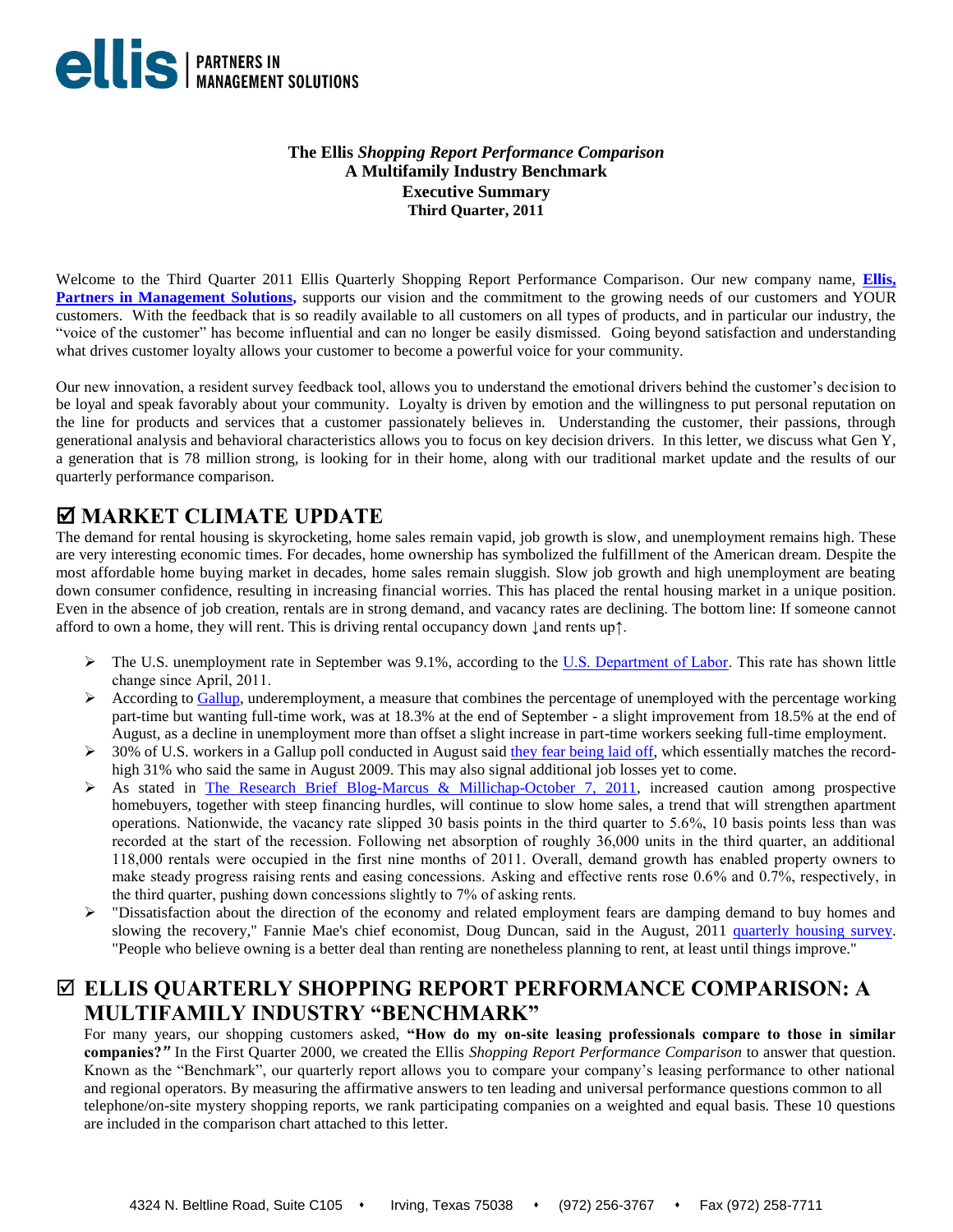**ellis** | PARTNERS IN MANAGEMENT SOLUTIONS

**The Ellis *Shopping Report Performance Comparison***
**A Multifamily Industry Benchmark**
**Executive Summary**
**Third Quarter, 2011**

Welcome to the Third Quarter 2011 Ellis Quarterly Shopping Report Performance Comparison. Our new company name, **Ellis, Partners in Management Solutions,** supports our vision and the commitment to the growing needs of our customers and YOUR customers. With the feedback that is so readily available to all customers on all types of products, and in particular our industry, the "voice of the customer" has become influential and can no longer be easily dismissed. Going beyond satisfaction and understanding what drives customer loyalty allows your customer to become a powerful voice for your community.

Our new innovation, a resident survey feedback tool, allows you to understand the emotional drivers behind the customer's decision to be loyal and speak favorably about your community. Loyalty is driven by emotion and the willingness to put personal reputation on the line for products and services that a customer passionately believes in. Understanding the customer, their passions, through generational analysis and behavioral characteristics allows you to focus on key decision drivers. In this letter, we discuss what Gen Y, a generation that is 78 million strong, is looking for in their home, along with our traditional market update and the results of our quarterly performance comparison.

## ☑ MARKET CLIMATE UPDATE

The demand for rental housing is skyrocketing, home sales remain vapid, job growth is slow, and unemployment remains high. These are very interesting economic times. For decades, home ownership has symbolized the fulfillment of the American dream. Despite the most affordable home buying market in decades, home sales remain sluggish. Slow job growth and high unemployment are beating down consumer confidence, resulting in increasing financial worries. This has placed the rental housing market in a unique position. Even in the absence of job creation, rentals are in strong demand, and vacancy rates are declining. The bottom line: If someone cannot afford to own a home, they will rent. This is driving rental occupancy down ↓and rents up↑.

- The U.S. unemployment rate in September was 9.1%, according to the U.S. Department of Labor. This rate has shown little change since April, 2011.
- According to Gallup, underemployment, a measure that combines the percentage of unemployed with the percentage working part-time but wanting full-time work, was at 18.3% at the end of September - a slight improvement from 18.5% at the end of August, as a decline in unemployment more than offset a slight increase in part-time workers seeking full-time employment.
- 30% of U.S. workers in a Gallup poll conducted in August said they fear being laid off, which essentially matches the record-high 31% who said the same in August 2009. This may also signal additional job losses yet to come.
- As stated in The Research Brief Blog-Marcus & Millichap-October 7, 2011, increased caution among prospective homebuyers, together with steep financing hurdles, will continue to slow home sales, a trend that will strengthen apartment operations. Nationwide, the vacancy rate slipped 30 basis points in the third quarter to 5.6%, 10 basis points less than was recorded at the start of the recession. Following net absorption of roughly 36,000 units in the third quarter, an additional 118,000 rentals were occupied in the first nine months of 2011. Overall, demand growth has enabled property owners to make steady progress raising rents and easing concessions. Asking and effective rents rose 0.6% and 0.7%, respectively, in the third quarter, pushing down concessions slightly to 7% of asking rents.
- "Dissatisfaction about the direction of the economy and related employment fears are damping demand to buy homes and slowing the recovery," Fannie Mae's chief economist, Doug Duncan, said in the August, 2011 quarterly housing survey. "People who believe owning is a better deal than renting are nonetheless planning to rent, at least until things improve."

## ☑ ELLIS QUARTERLY SHOPPING REPORT PERFORMANCE COMPARISON: A MULTIFAMILY INDUSTRY "BENCHMARK"

For many years, our shopping customers asked, **"How do my on-site leasing professionals compare to those in similar companies?"** In the First Quarter 2000, we created the Ellis *Shopping Report Performance Comparison* to answer that question. Known as the "Benchmark", our quarterly report allows you to compare your company's leasing performance to other national and regional operators. By measuring the affirmative answers to ten leading and universal performance questions common to all telephone/on-site mystery shopping reports, we rank participating companies on a weighted and equal basis. These 10 questions are included in the comparison chart attached to this letter.

4324 N. Beltline Road, Suite C105 • Irving, Texas 75038 • (972) 256-3767 • Fax (972) 258-7711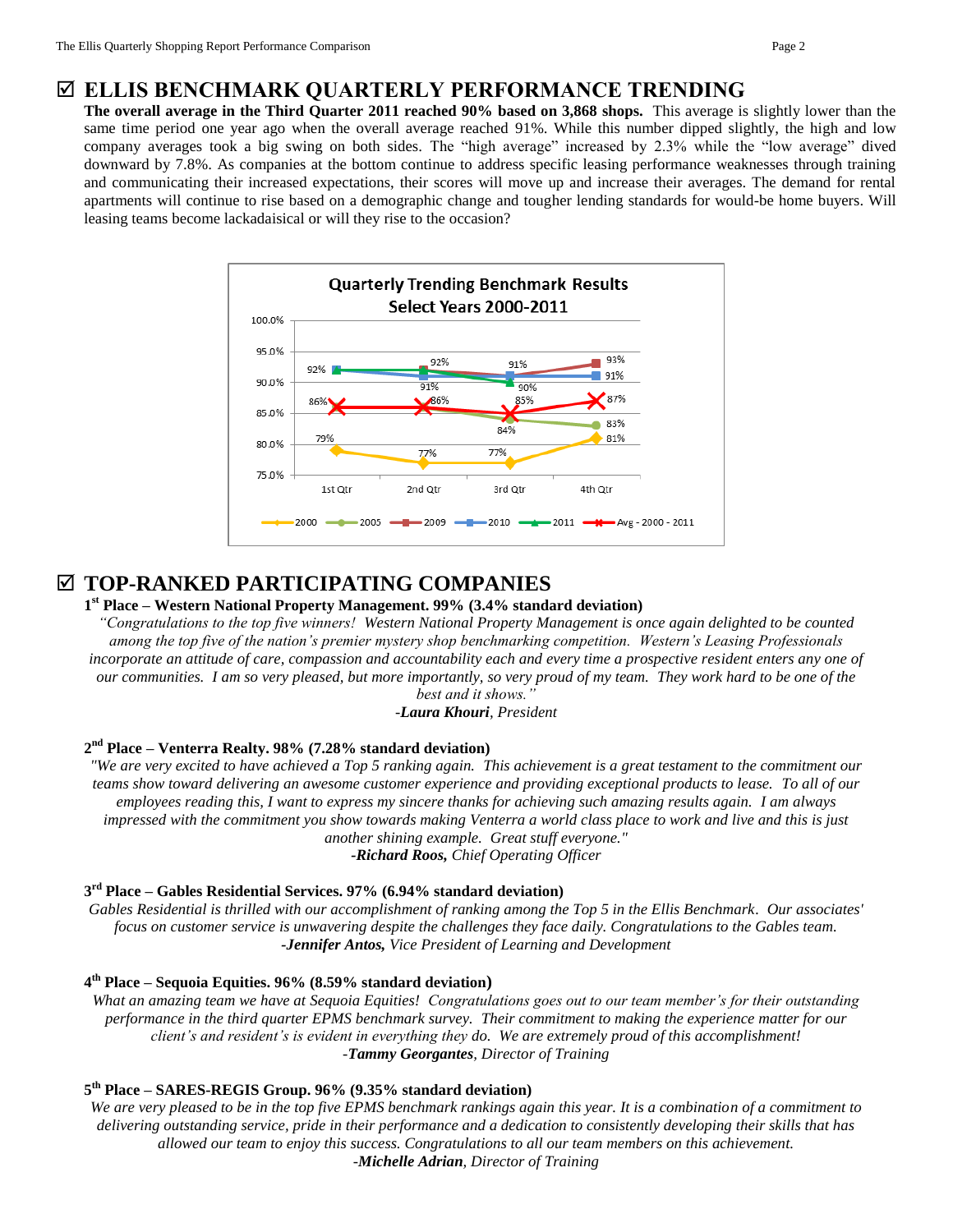## ☑ ELLIS BENCHMARK QUARTERLY PERFORMANCE TRENDING

**The overall average in the Third Quarter 2011 reached 90% based on 3,868 shops.** This average is slightly lower than the same time period one year ago when the overall average reached 91%. While this number dipped slightly, the high and low company averages took a big swing on both sides. The "high average" increased by 2.3% while the "low average" dived downward by 7.8%. As companies at the bottom continue to address specific leasing performance weaknesses through training and communicating their increased expectations, their scores will move up and increase their averages. The demand for rental apartments will continue to rise based on a demographic change and tougher lending standards for would-be home buyers. Will leasing teams become lackadaisical or will they rise to the occasion?

**Quarterly Trending Benchmark Results**
**Select Years 2000-2011**

| | 1st Qtr | 2nd Qtr | 3rd Qtr | 4th Qtr |
|---|---|---|---|---|
| 2000 | 79% | 77% | 77% | 81% |
| 2005 | | | 84% | 83% |
| 2009 | 92% | 92% | 91% | 93% |
| 2010 | 92% | 91% | 91% | 91% |
| 2011 | 92% | 92% | 90% | |
| Avg - 2000 - 2011 | 86% | 86% | 85% | 87% |

## ☑ TOP-RANKED PARTICIPATING COMPANIES

### 1st Place – Western National Property Management. 99% (3.4% standard deviation)

*"Congratulations to the top five winners! Western National Property Management is once again delighted to be counted among the top five of the nation's premier mystery shop benchmarking competition. Western's Leasing Professionals incorporate an attitude of care, compassion and accountability each and every time a prospective resident enters any one of our communities. I am so very pleased, but more importantly, so very proud of my team. They work hard to be one of the best and it shows."*

*-**Laura Khouri**, President*

### 2nd Place – Venterra Realty. 98% (7.28% standard deviation)

*"We are very excited to have achieved a Top 5 ranking again. This achievement is a great testament to the commitment our teams show toward delivering an awesome customer experience and providing exceptional products to lease. To all of our employees reading this, I want to express my sincere thanks for achieving such amazing results again. I am always impressed with the commitment you show towards making Venterra a world class place to work and live and this is just another shining example. Great stuff everyone."*

*-**Richard Roos,** Chief Operating Officer*

### 3rd Place – Gables Residential Services. 97% (6.94% standard deviation)

*Gables Residential is thrilled with our accomplishment of ranking among the Top 5 in the Ellis Benchmark. Our associates' focus on customer service is unwavering despite the challenges they face daily. Congratulations to the Gables team.*

*-**Jennifer Antos,** Vice President of Learning and Development*

### 4th Place – Sequoia Equities. 96% (8.59% standard deviation)

*What an amazing team we have at Sequoia Equities! Congratulations goes out to our team member's for their outstanding performance in the third quarter EPMS benchmark survey. Their commitment to making the experience matter for our client's and resident's is evident in everything they do. We are extremely proud of this accomplishment!*

*-**Tammy Georgantes**, Director of Training*

### 5th Place – SARES-REGIS Group. 96% (9.35% standard deviation)

*We are very pleased to be in the top five EPMS benchmark rankings again this year. It is a combination of a commitment to delivering outstanding service, pride in their performance and a dedication to consistently developing their skills that has allowed our team to enjoy this success. Congratulations to all our team members on this achievement.*

*-**Michelle Adrian**, Director of Training*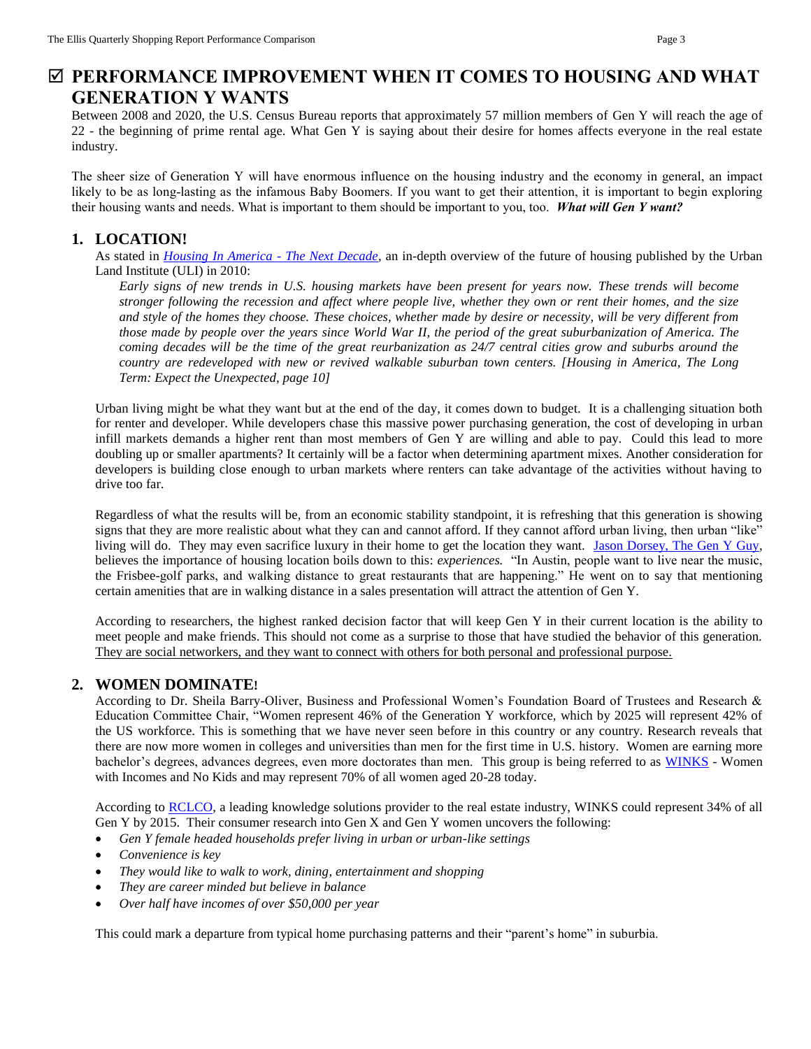# ☑ PERFORMANCE IMPROVEMENT WHEN IT COMES TO HOUSING AND WHAT GENERATION Y WANTS

Between 2008 and 2020, the U.S. Census Bureau reports that approximately 57 million members of Gen Y will reach the age of 22 - the beginning of prime rental age. What Gen Y is saying about their desire for homes affects everyone in the real estate industry.

The sheer size of Generation Y will have enormous influence on the housing industry and the economy in general, an impact likely to be as long-lasting as the infamous Baby Boomers. If you want to get their attention, it is important to begin exploring their housing wants and needs. What is important to them should be important to you, too. ***What will Gen Y want?***

## 1. LOCATION!

As stated in *Housing In America - The Next Decade*, an in-depth overview of the future of housing published by the Urban Land Institute (ULI) in 2010:

> *Early signs of new trends in U.S. housing markets have been present for years now. These trends will become stronger following the recession and affect where people live, whether they own or rent their homes, and the size and style of the homes they choose. These choices, whether made by desire or necessity, will be very different from those made by people over the years since World War II, the period of the great suburbanization of America. The coming decades will be the time of the great reurbanization as 24/7 central cities grow and suburbs around the country are redeveloped with new or revived walkable suburban town centers. [Housing in America, The Long Term: Expect the Unexpected, page 10]*

Urban living might be what they want but at the end of the day, it comes down to budget. It is a challenging situation both for renter and developer. While developers chase this massive power purchasing generation, the cost of developing in urban infill markets demands a higher rent than most members of Gen Y are willing and able to pay. Could this lead to more doubling up or smaller apartments? It certainly will be a factor when determining apartment mixes. Another consideration for developers is building close enough to urban markets where renters can take advantage of the activities without having to drive too far.

Regardless of what the results will be, from an economic stability standpoint, it is refreshing that this generation is showing signs that they are more realistic about what they can and cannot afford. If they cannot afford urban living, then urban "like" living will do. They may even sacrifice luxury in their home to get the location they want. Jason Dorsey, The Gen Y Guy, believes the importance of housing location boils down to this: *experiences.* "In Austin, people want to live near the music, the Frisbee-golf parks, and walking distance to great restaurants that are happening." He went on to say that mentioning certain amenities that are in walking distance in a sales presentation will attract the attention of Gen Y.

According to researchers, the highest ranked decision factor that will keep Gen Y in their current location is the ability to meet people and make friends. This should not come as a surprise to those that have studied the behavior of this generation. They are social networkers, and they want to connect with others for both personal and professional purpose.

## 2. WOMEN DOMINATE!

According to Dr. Sheila Barry-Oliver, Business and Professional Women's Foundation Board of Trustees and Research & Education Committee Chair, "Women represent 46% of the Generation Y workforce, which by 2025 will represent 42% of the US workforce. This is something that we have never seen before in this country or any country. Research reveals that there are now more women in colleges and universities than men for the first time in U.S. history. Women are earning more bachelor's degrees, advances degrees, even more doctorates than men. This group is being referred to as WINKS - Women with Incomes and No Kids and may represent 70% of all women aged 20-28 today.

According to RCLCO, a leading knowledge solutions provider to the real estate industry, WINKS could represent 34% of all Gen Y by 2015. Their consumer research into Gen X and Gen Y women uncovers the following:

- *Gen Y female headed households prefer living in urban or urban-like settings*
- *Convenience is key*
- *They would like to walk to work, dining, entertainment and shopping*
- *They are career minded but believe in balance*
- *Over half have incomes of over $50,000 per year*

This could mark a departure from typical home purchasing patterns and their "parent's home" in suburbia.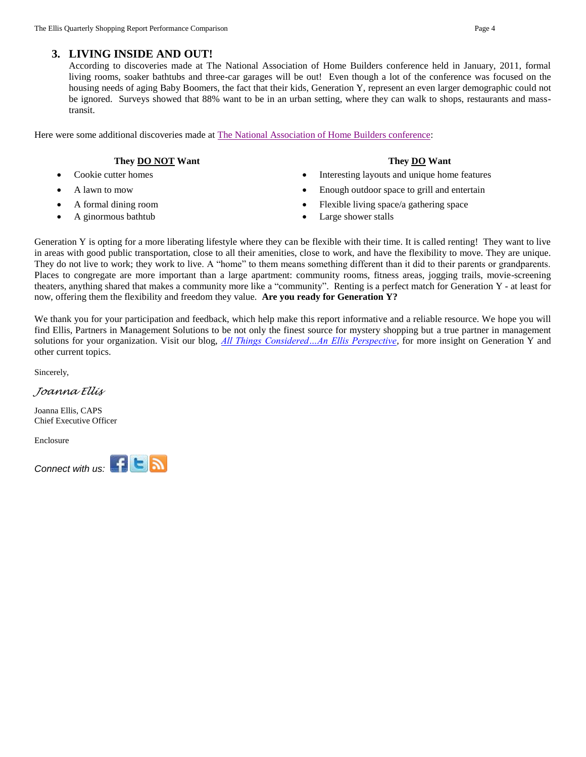### 3. LIVING INSIDE AND OUT!

According to discoveries made at The National Association of Home Builders conference held in January, 2011, formal living rooms, soaker bathtubs and three-car garages will be out! Even though a lot of the conference was focused on the housing needs of aging Baby Boomers, the fact that their kids, Generation Y, represent an even larger demographic could not be ignored. Surveys showed that 88% want to be in an urban setting, where they can walk to shops, restaurants and mass-transit.

Here were some additional discoveries made at The National Association of Home Builders conference:

**They <u>DO NOT</u> Want**

- Cookie cutter homes
- A lawn to mow
- A formal dining room
- A ginormous bathtub

**They <u>DO</u> Want**

- Interesting layouts and unique home features
- Enough outdoor space to grill and entertain
- Flexible living space/a gathering space
- Large shower stalls

Generation Y is opting for a more liberating lifestyle where they can be flexible with their time. It is called renting! They want to live in areas with good public transportation, close to all their amenities, close to work, and have the flexibility to move. They are unique. They do not live to work; they work to live. A "home" to them means something different than it did to their parents or grandparents. Places to congregate are more important than a large apartment: community rooms, fitness areas, jogging trails, movie-screening theaters, anything shared that makes a community more like a "community". Renting is a perfect match for Generation Y - at least for now, offering them the flexibility and freedom they value. **Are you ready for Generation Y?**

We thank you for your participation and feedback, which help make this report informative and a reliable resource. We hope you will find Ellis, Partners in Management Solutions to be not only the finest source for mystery shopping but a true partner in management solutions for your organization. Visit our blog, *All Things Considered…An Ellis Perspective*, for more insight on Generation Y and other current topics.

Sincerely,

*Joanna Ellis*

Joanna Ellis, CAPS
Chief Executive Officer

Enclosure

*Connect with us:*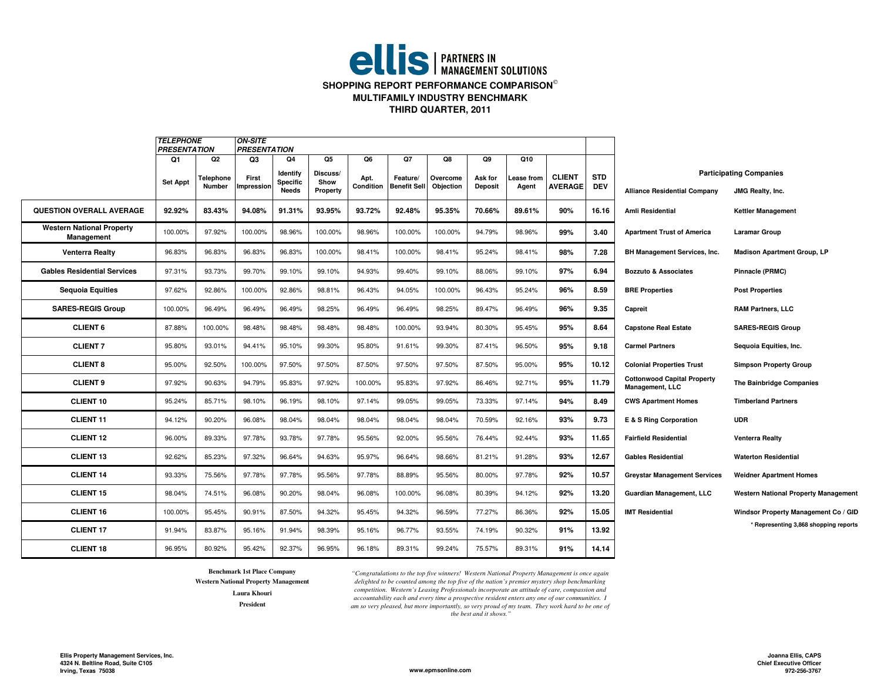# ellis | PARTNERS IN MANAGEMENT SOLUTIONS

**SHOPPING REPORT PERFORMANCE COMPARISON©**
**MULTIFAMILY INDUSTRY BENCHMARK**
**THIRD QUARTER, 2011**

| | *TELEPHONE PRESENTATION* | | *ON-SITE PRESENTATION* | | | | | | | | | |
|---|---|---|---|---|---|---|---|---|---|---|---|---|
| | Q1 | Q2 | Q3 | Q4 | Q5 | Q6 | Q7 | Q8 | Q9 | Q10 | | |
| | Set Appt | Telephone Number | First Impression | Identify Specific Needs | Discuss/ Show Property | Apt. Condition | Feature/ Benefit Sell | Overcome Objection | Ask for Deposit | Lease from Agent | CLIENT AVERAGE | STD DEV |
| **QUESTION OVERALL AVERAGE** | **92.92%** | **83.43%** | **94.08%** | **91.31%** | **93.95%** | **93.72%** | **92.48%** | **95.35%** | **70.66%** | **89.61%** | **90%** | **16.16** |
| **Western National Property Management** | 100.00% | 97.92% | 100.00% | 98.96% | 100.00% | 98.96% | 100.00% | 100.00% | 94.79% | 98.96% | **99%** | **3.40** |
| **Venterra Realty** | 96.83% | 96.83% | 96.83% | 96.83% | 100.00% | 98.41% | 100.00% | 98.41% | 95.24% | 98.41% | **98%** | **7.28** |
| **Gables Residential Services** | 97.31% | 93.73% | 99.70% | 99.10% | 99.10% | 94.93% | 99.40% | 99.10% | 88.06% | 99.10% | **97%** | **6.94** |
| **Sequoia Equities** | 97.62% | 92.86% | 100.00% | 92.86% | 98.81% | 96.43% | 94.05% | 100.00% | 96.43% | 95.24% | **96%** | **8.59** |
| **SARES-REGIS Group** | 100.00% | 96.49% | 96.49% | 96.49% | 98.25% | 96.49% | 96.49% | 98.25% | 89.47% | 96.49% | **96%** | **9.35** |
| **CLIENT 6** | 87.88% | 100.00% | 98.48% | 98.48% | 98.48% | 98.48% | 100.00% | 93.94% | 80.30% | 95.45% | **95%** | **8.64** |
| **CLIENT 7** | 95.80% | 93.01% | 94.41% | 95.10% | 99.30% | 95.80% | 91.61% | 99.30% | 87.41% | 96.50% | **95%** | **9.18** |
| **CLIENT 8** | 95.00% | 92.50% | 100.00% | 97.50% | 97.50% | 87.50% | 97.50% | 97.50% | 87.50% | 95.00% | **95%** | **10.12** |
| **CLIENT 9** | 97.92% | 90.63% | 94.79% | 95.83% | 97.92% | 100.00% | 95.83% | 97.92% | 86.46% | 92.71% | **95%** | **11.79** |
| **CLIENT 10** | 95.24% | 85.71% | 98.10% | 96.19% | 98.10% | 97.14% | 99.05% | 99.05% | 73.33% | 97.14% | **94%** | **8.49** |
| **CLIENT 11** | 94.12% | 90.20% | 96.08% | 98.04% | 98.04% | 98.04% | 98.04% | 98.04% | 70.59% | 92.16% | **93%** | **9.73** |
| **CLIENT 12** | 96.00% | 89.33% | 97.78% | 93.78% | 97.78% | 95.56% | 92.00% | 95.56% | 76.44% | 92.44% | **93%** | **11.65** |
| **CLIENT 13** | 92.62% | 85.23% | 97.32% | 96.64% | 94.63% | 95.97% | 96.64% | 98.66% | 81.21% | 91.28% | **93%** | **12.67** |
| **CLIENT 14** | 93.33% | 75.56% | 97.78% | 97.78% | 95.56% | 97.78% | 88.89% | 95.56% | 80.00% | 97.78% | **92%** | **10.57** |
| **CLIENT 15** | 98.04% | 74.51% | 96.08% | 90.20% | 98.04% | 96.08% | 100.00% | 96.08% | 80.39% | 94.12% | **92%** | **13.20** |
| **CLIENT 16** | 100.00% | 95.45% | 90.91% | 87.50% | 94.32% | 95.45% | 94.32% | 96.59% | 77.27% | 86.36% | **92%** | **15.05** |
| **CLIENT 17** | 91.94% | 83.87% | 95.16% | 91.94% | 98.39% | 95.16% | 96.77% | 93.55% | 74.19% | 90.32% | **91%** | **13.92** |
| **CLIENT 18** | 96.95% | 80.92% | 95.42% | 92.37% | 96.95% | 96.18% | 89.31% | 99.24% | 75.57% | 89.31% | **91%** | **14.14** |

**Participating Companies**

| | |
|---|---|
| **Alliance Residential Company** | **JMG Realty, Inc.** |
| **Amli Residential** | **Kettler Management** |
| **Apartment Trust of America** | **Laramar Group** |
| **BH Management Services, Inc.** | **Madison Apartment Group, LP** |
| **Bozzuto & Associates** | **Pinnacle (PRMC)** |
| **BRE Properties** | **Post Properties** |
| **Capreit** | **RAM Partners, LLC** |
| **Capstone Real Estate** | **SARES-REGIS Group** |
| **Carmel Partners** | **Sequoia Equities, Inc.** |
| **Colonial Properties Trust** | **Simpson Property Group** |
| **Cottonwood Capital Property Management, LLC** | **The Bainbridge Companies** |
| **CWS Apartment Homes** | **Timberland Partners** |
| **E & S Ring Corporation** | **UDR** |
| **Fairfield Residential** | **Venterra Realty** |
| **Gables Residential** | **Waterton Residential** |
| **Greystar Management Services** | **Weidner Apartment Homes** |
| **Guardian Management, LLC** | **Western National Property Management** |
| **IMT Residential** | **Windsor Property Management Co / GID** |

**\* Representing 3,868 shopping reports**

**Benchmark 1st Place Company**
**Western National Property Management**
**Laura Khouri**
**President**

*"Congratulations to the top five winners! Western National Property Management is once again delighted to be counted among the top five of the nation's premier mystery shop benchmarking competition. Western's Leasing Professionals incorporate an attitude of care, compassion and accountability each and every time a prospective resident enters any one of our communities. I am so very pleased, but more importantly, so very proud of my team. They work hard to be one of the best and it shows."*

**Ellis Property Management Services, Inc.**
**4324 N. Beltline Road, Suite C105**
**Irving, Texas 75038**

**www.epmsonline.com**

**Joanna Ellis, CAPS**
**Chief Executive Officer**
**972-256-3767**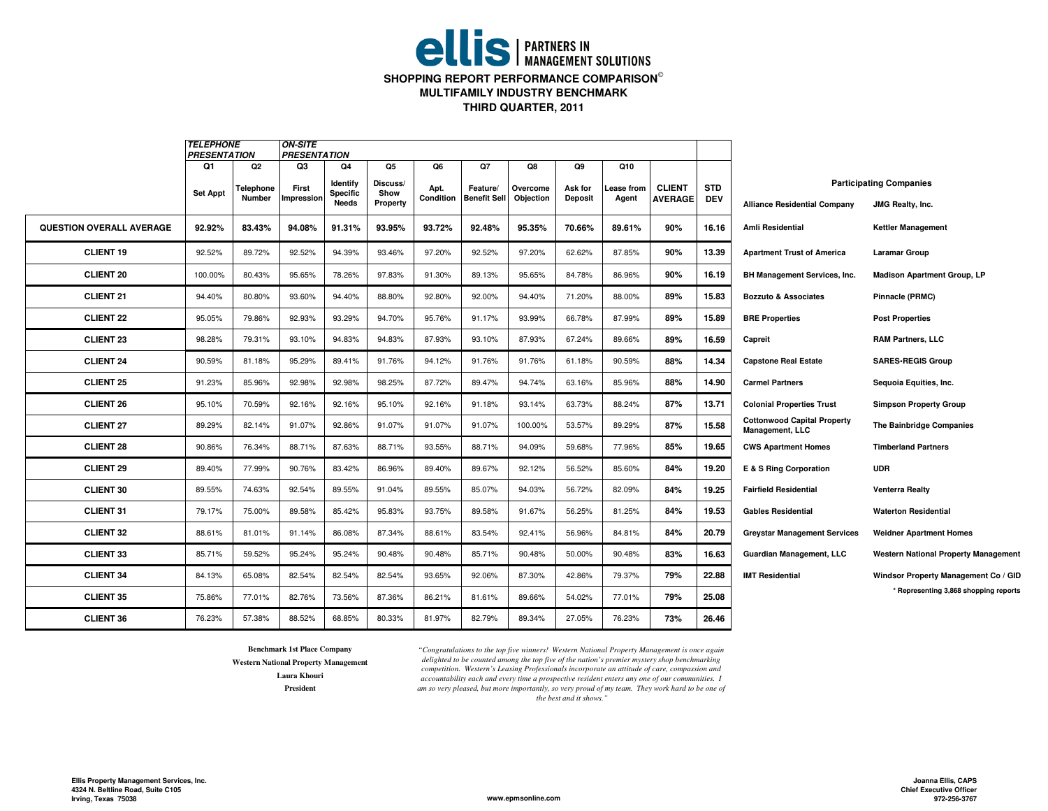# ellis | PARTNERS IN MANAGEMENT SOLUTIONS

**SHOPPING REPORT PERFORMANCE COMPARISON©**
**MULTIFAMILY INDUSTRY BENCHMARK**
**THIRD QUARTER, 2011**

| | *TELEPHONE PRESENTATION* | | *ON-SITE PRESENTATION* | | | | | | | | | |
|---|---|---|---|---|---|---|---|---|---|---|---|---|
| | Q1 | Q2 | Q3 | Q4 | Q5 | Q6 | Q7 | Q8 | Q9 | Q10 | | |
| | Set Appt | Telephone Number | First Impression | Identify Specific Needs | Discuss/ Show Property | Apt. Condition | Feature/ Benefit Sell | Overcome Objection | Ask for Deposit | Lease from Agent | CLIENT AVERAGE | STD DEV |
| **QUESTION OVERALL AVERAGE** | **92.92%** | **83.43%** | **94.08%** | **91.31%** | **93.95%** | **93.72%** | **92.48%** | **95.35%** | **70.66%** | **89.61%** | **90%** | **16.16** |
| **CLIENT 19** | 92.52% | 89.72% | 92.52% | 94.39% | 93.46% | 97.20% | 92.52% | 97.20% | 62.62% | 87.85% | **90%** | **13.39** |
| **CLIENT 20** | 100.00% | 80.43% | 95.65% | 78.26% | 97.83% | 91.30% | 89.13% | 95.65% | 84.78% | 86.96% | **90%** | **16.19** |
| **CLIENT 21** | 94.40% | 80.80% | 93.60% | 94.40% | 88.80% | 92.80% | 92.00% | 94.40% | 71.20% | 88.00% | **89%** | **15.83** |
| **CLIENT 22** | 95.05% | 79.86% | 92.93% | 93.29% | 94.70% | 95.76% | 91.17% | 93.99% | 66.78% | 87.99% | **89%** | **15.89** |
| **CLIENT 23** | 98.28% | 79.31% | 93.10% | 94.83% | 94.83% | 87.93% | 93.10% | 87.93% | 67.24% | 89.66% | **89%** | **16.59** |
| **CLIENT 24** | 90.59% | 81.18% | 95.29% | 89.41% | 91.76% | 94.12% | 91.76% | 91.76% | 61.18% | 90.59% | **88%** | **14.34** |
| **CLIENT 25** | 91.23% | 85.96% | 92.98% | 92.98% | 98.25% | 87.72% | 89.47% | 94.74% | 63.16% | 85.96% | **88%** | **14.90** |
| **CLIENT 26** | 95.10% | 70.59% | 92.16% | 92.16% | 95.10% | 92.16% | 91.18% | 93.14% | 63.73% | 88.24% | **87%** | **13.71** |
| **CLIENT 27** | 89.29% | 82.14% | 91.07% | 92.86% | 91.07% | 91.07% | 91.07% | 100.00% | 53.57% | 89.29% | **87%** | **15.58** |
| **CLIENT 28** | 90.86% | 76.34% | 88.71% | 87.63% | 88.71% | 93.55% | 88.71% | 94.09% | 59.68% | 77.96% | **85%** | **19.65** |
| **CLIENT 29** | 89.40% | 77.99% | 90.76% | 83.42% | 86.96% | 89.40% | 89.67% | 92.12% | 56.52% | 85.60% | **84%** | **19.20** |
| **CLIENT 30** | 89.55% | 74.63% | 92.54% | 89.55% | 91.04% | 89.55% | 85.07% | 94.03% | 56.72% | 82.09% | **84%** | **19.25** |
| **CLIENT 31** | 79.17% | 75.00% | 89.58% | 85.42% | 95.83% | 93.75% | 89.58% | 91.67% | 56.25% | 81.25% | **84%** | **19.53** |
| **CLIENT 32** | 88.61% | 81.01% | 91.14% | 86.08% | 87.34% | 88.61% | 83.54% | 92.41% | 56.96% | 84.81% | **84%** | **20.79** |
| **CLIENT 33** | 85.71% | 59.52% | 95.24% | 95.24% | 90.48% | 90.48% | 85.71% | 90.48% | 50.00% | 90.48% | **83%** | **16.63** |
| **CLIENT 34** | 84.13% | 65.08% | 82.54% | 82.54% | 82.54% | 93.65% | 92.06% | 87.30% | 42.86% | 79.37% | **79%** | **22.88** |
| **CLIENT 35** | 75.86% | 77.01% | 82.76% | 73.56% | 87.36% | 86.21% | 81.61% | 89.66% | 54.02% | 77.01% | **79%** | **25.08** |
| **CLIENT 36** | 76.23% | 57.38% | 88.52% | 68.85% | 80.33% | 81.97% | 82.79% | 89.34% | 27.05% | 76.23% | **73%** | **26.46** |

**Participating Companies**

| | |
|---|---|
| **Alliance Residential Company** | **JMG Realty, Inc.** |
| **Amli Residential** | **Kettler Management** |
| **Apartment Trust of America** | **Laramar Group** |
| **BH Management Services, Inc.** | **Madison Apartment Group, LP** |
| **Bozzuto & Associates** | **Pinnacle (PRMC)** |
| **BRE Properties** | **Post Properties** |
| **Capreit** | **RAM Partners, LLC** |
| **Capstone Real Estate** | **SARES•REGIS Group** |
| **Carmel Partners** | **Sequoia Equities, Inc.** |
| **Colonial Properties Trust** | **Simpson Property Group** |
| **Cottonwood Capital Property Management, LLC** | **The Bainbridge Companies** |
| **CWS Apartment Homes** | **Timberland Partners** |
| **E & S Ring Corporation** | **UDR** |
| **Fairfield Residential** | **Venterra Realty** |
| **Gables Residential** | **Waterton Residential** |
| **Greystar Management Services** | **Weidner Apartment Homes** |
| **Guardian Management, LLC** | **Western National Property Management** |
| **IMT Residential** | **Windsor Property Management Co / GID** |

**\* Representing 3,868 shopping reports**

**Benchmark 1st Place Company**
**Western National Property Management**
**Laura Khouri**
**President**

*"Congratulations to the top five winners! Western National Property Management is once again delighted to be counted among the top five of the nation's premier mystery shop benchmarking competition. Western's Leasing Professionals incorporate an attitude of care, compassion and accountability each and every time a prospective resident enters any one of our communities. I am so very pleased, but more importantly, so very proud of my team. They work hard to be one of the best and it shows."*

**Ellis Property Management Services, Inc.**
**4324 N. Beltline Road, Suite C105**
**Irving, Texas 75038**

**www.epmsonline.com**

**Joanna Ellis, CAPS**
**Chief Executive Officer**
**972-256-3767**